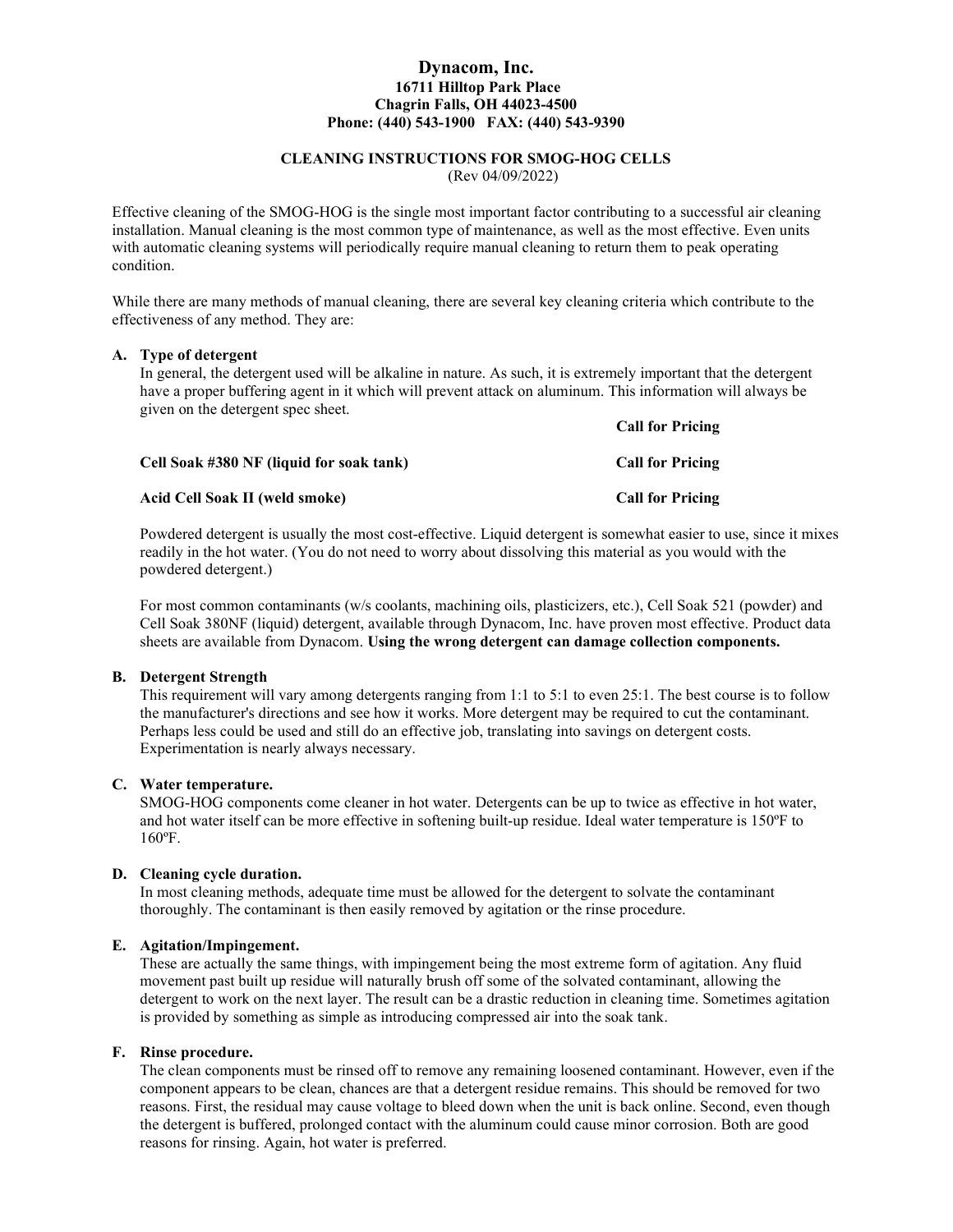# Dynacom, Inc.

**16711 Hilltop Park Place**
**Chagrin Falls, OH 44023-4500**
**Phone: (440) 543-1900 FAX: (440) 543-9390**

## CLEANING INSTRUCTIONS FOR SMOG-HOG CELLS

(Rev 04/09/2022)

Effective cleaning of the SMOG-HOG is the single most important factor contributing to a successful air cleaning installation. Manual cleaning is the most common type of maintenance, as well as the most effective. Even units with automatic cleaning systems will periodically require manual cleaning to return them to peak operating condition.

While there are many methods of manual cleaning, there are several key cleaning criteria which contribute to the effectiveness of any method. They are:

**A. Type of detergent**

In general, the detergent used will be alkaline in nature. As such, it is extremely important that the detergent have a proper buffering agent in it which will prevent attack on aluminum. This information will always be given on the detergent spec sheet.

| | |
|---|---|
| | **Call for Pricing** |
| **Cell Soak #380 NF (liquid for soak tank)** | **Call for Pricing** |
| **Acid Cell Soak II (weld smoke)** | **Call for Pricing** |

Powdered detergent is usually the most cost-effective. Liquid detergent is somewhat easier to use, since it mixes readily in the hot water. (You do not need to worry about dissolving this material as you would with the powdered detergent.)

For most common contaminants (w/s coolants, machining oils, plasticizers, etc.), Cell Soak 521 (powder) and Cell Soak 380NF (liquid) detergent, available through Dynacom, Inc. have proven most effective. Product data sheets are available from Dynacom. **Using the wrong detergent can damage collection components.**

**B. Detergent Strength**

This requirement will vary among detergents ranging from 1:1 to 5:1 to even 25:1. The best course is to follow the manufacturer's directions and see how it works. More detergent may be required to cut the contaminant. Perhaps less could be used and still do an effective job, translating into savings on detergent costs. Experimentation is nearly always necessary.

**C. Water temperature.**

SMOG-HOG components come cleaner in hot water. Detergents can be up to twice as effective in hot water, and hot water itself can be more effective in softening built-up residue. Ideal water temperature is 150ºF to 160ºF.

**D. Cleaning cycle duration.**

In most cleaning methods, adequate time must be allowed for the detergent to solvate the contaminant thoroughly. The contaminant is then easily removed by agitation or the rinse procedure.

**E. Agitation/Impingement.**

These are actually the same things, with impingement being the most extreme form of agitation. Any fluid movement past built up residue will naturally brush off some of the solvated contaminant, allowing the detergent to work on the next layer. The result can be a drastic reduction in cleaning time. Sometimes agitation is provided by something as simple as introducing compressed air into the soak tank.

**F. Rinse procedure.**

The clean components must be rinsed off to remove any remaining loosened contaminant. However, even if the component appears to be clean, chances are that a detergent residue remains. This should be removed for two reasons. First, the residual may cause voltage to bleed down when the unit is back online. Second, even though the detergent is buffered, prolonged contact with the aluminum could cause minor corrosion. Both are good reasons for rinsing. Again, hot water is preferred.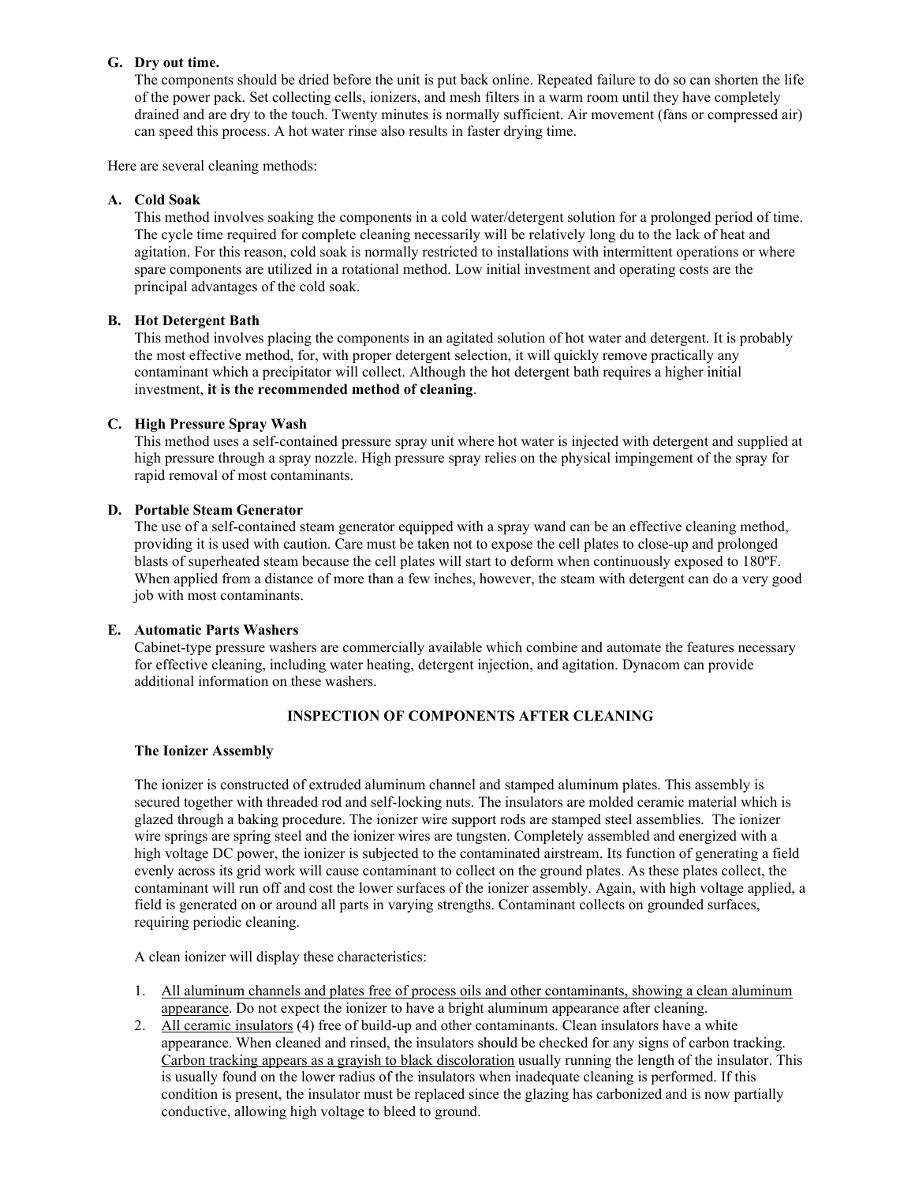**G. Dry out time.**
The components should be dried before the unit is put back online. Repeated failure to do so can shorten the life of the power pack. Set collecting cells, ionizers, and mesh filters in a warm room until they have completely drained and are dry to the touch. Twenty minutes is normally sufficient. Air movement (fans or compressed air) can speed this process. A hot water rinse also results in faster drying time.

Here are several cleaning methods:

**A. Cold Soak**
This method involves soaking the components in a cold water/detergent solution for a prolonged period of time. The cycle time required for complete cleaning necessarily will be relatively long du to the lack of heat and agitation. For this reason, cold soak is normally restricted to installations with intermittent operations or where spare components are utilized in a rotational method. Low initial investment and operating costs are the principal advantages of the cold soak.

**B. Hot Detergent Bath**
This method involves placing the components in an agitated solution of hot water and detergent. It is probably the most effective method, for, with proper detergent selection, it will quickly remove practically any contaminant which a precipitator will collect. Although the hot detergent bath requires a higher initial investment, **it is the recommended method of cleaning**.

**C. High Pressure Spray Wash**
This method uses a self-contained pressure spray unit where hot water is injected with detergent and supplied at high pressure through a spray nozzle. High pressure spray relies on the physical impingement of the spray for rapid removal of most contaminants.

**D. Portable Steam Generator**
The use of a self-contained steam generator equipped with a spray wand can be an effective cleaning method, providing it is used with caution. Care must be taken not to expose the cell plates to close-up and prolonged blasts of superheated steam because the cell plates will start to deform when continuously exposed to 180ºF. When applied from a distance of more than a few inches, however, the steam with detergent can do a very good job with most contaminants.

**E. Automatic Parts Washers**
Cabinet-type pressure washers are commercially available which combine and automate the features necessary for effective cleaning, including water heating, detergent injection, and agitation. Dynacom can provide additional information on these washers.

## INSPECTION OF COMPONENTS AFTER CLEANING

### The Ionizer Assembly

The ionizer is constructed of extruded aluminum channel and stamped aluminum plates. This assembly is secured together with threaded rod and self-locking nuts. The insulators are molded ceramic material which is glazed through a baking procedure. The ionizer wire support rods are stamped steel assemblies. The ionizer wire springs are spring steel and the ionizer wires are tungsten. Completely assembled and energized with a high voltage DC power, the ionizer is subjected to the contaminated airstream. Its function of generating a field evenly across its grid work will cause contaminant to collect on the ground plates. As these plates collect, the contaminant will run off and cost the lower surfaces of the ionizer assembly. Again, with high voltage applied, a field is generated on or around all parts in varying strengths. Contaminant collects on grounded surfaces, requiring periodic cleaning.

A clean ionizer will display these characteristics:

1. All aluminum channels and plates free of process oils and other contaminants, showing a clean aluminum appearance. Do not expect the ionizer to have a bright aluminum appearance after cleaning.
2. All ceramic insulators (4) free of build-up and other contaminants. Clean insulators have a white appearance. When cleaned and rinsed, the insulators should be checked for any signs of carbon tracking. Carbon tracking appears as a grayish to black discoloration usually running the length of the insulator. This is usually found on the lower radius of the insulators when inadequate cleaning is performed. If this condition is present, the insulator must be replaced since the glazing has carbonized and is now partially conductive, allowing high voltage to bleed to ground.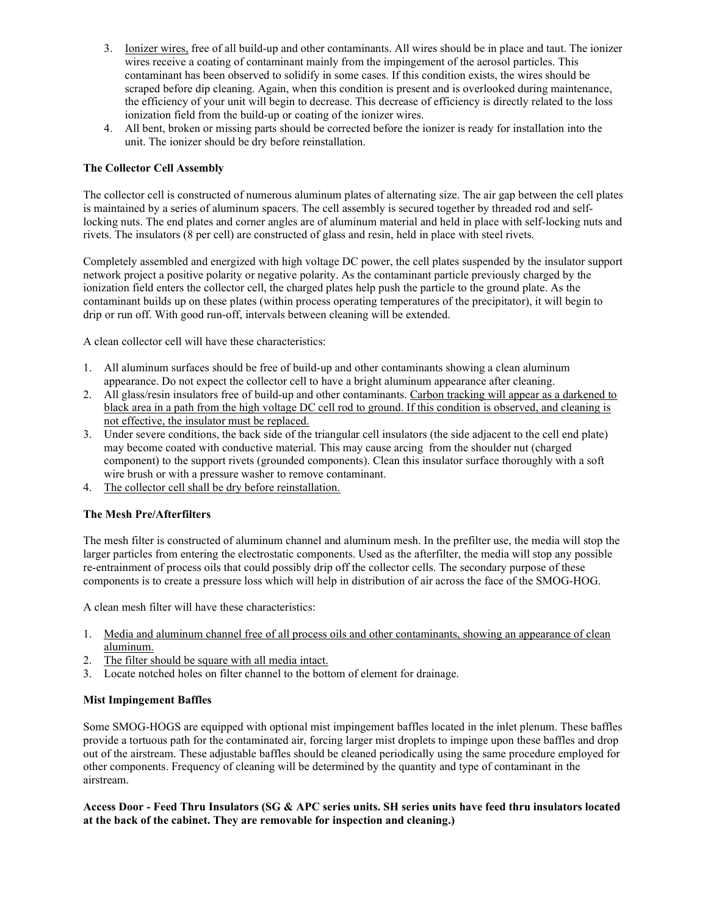3. <u>Ionizer wires,</u> free of all build-up and other contaminants. All wires should be in place and taut. The ionizer wires receive a coating of contaminant mainly from the impingement of the aerosol particles. This contaminant has been observed to solidify in some cases. If this condition exists, the wires should be scraped before dip cleaning. Again, when this condition is present and is overlooked during maintenance, the efficiency of your unit will begin to decrease. This decrease of efficiency is directly related to the loss ionization field from the build-up or coating of the ionizer wires.
4. All bent, broken or missing parts should be corrected before the ionizer is ready for installation into the unit. The ionizer should be dry before reinstallation.

**The Collector Cell Assembly**

The collector cell is constructed of numerous aluminum plates of alternating size. The air gap between the cell plates is maintained by a series of aluminum spacers. The cell assembly is secured together by threaded rod and self-locking nuts. The end plates and corner angles are of aluminum material and held in place with self-locking nuts and rivets. The insulators (8 per cell) are constructed of glass and resin, held in place with steel rivets.

Completely assembled and energized with high voltage DC power, the cell plates suspended by the insulator support network project a positive polarity or negative polarity. As the contaminant particle previously charged by the ionization field enters the collector cell, the charged plates help push the particle to the ground plate. As the contaminant builds up on these plates (within process operating temperatures of the precipitator), it will begin to drip or run off. With good run-off, intervals between cleaning will be extended.

A clean collector cell will have these characteristics:

1. All aluminum surfaces should be free of build-up and other contaminants showing a clean aluminum appearance. Do not expect the collector cell to have a bright aluminum appearance after cleaning.
2. All glass/resin insulators free of build-up and other contaminants. <u>Carbon tracking will appear as a darkened to black area in a path from the high voltage DC cell rod to ground. If this condition is observed, and cleaning is not effective, the insulator must be replaced.</u>
3. Under severe conditions, the back side of the triangular cell insulators (the side adjacent to the cell end plate) may become coated with conductive material. This may cause arcing from the shoulder nut (charged component) to the support rivets (grounded components). Clean this insulator surface thoroughly with a soft wire brush or with a pressure washer to remove contaminant.
4. <u>The collector cell shall be dry before reinstallation.</u>

**The Mesh Pre/Afterfilters**

The mesh filter is constructed of aluminum channel and aluminum mesh. In the prefilter use, the media will stop the larger particles from entering the electrostatic components. Used as the afterfilter, the media will stop any possible re-entrainment of process oils that could possibly drip off the collector cells. The secondary purpose of these components is to create a pressure loss which will help in distribution of air across the face of the SMOG-HOG.

A clean mesh filter will have these characteristics:

1. <u>Media and aluminum channel free of all process oils and other contaminants, showing an appearance of clean aluminum.</u>
2. <u>The filter should be square with all media intact.</u>
3. Locate notched holes on filter channel to the bottom of element for drainage.

**Mist Impingement Baffles**

Some SMOG-HOGS are equipped with optional mist impingement baffles located in the inlet plenum. These baffles provide a tortuous path for the contaminated air, forcing larger mist droplets to impinge upon these baffles and drop out of the airstream. These adjustable baffles should be cleaned periodically using the same procedure employed for other components. Frequency of cleaning will be determined by the quantity and type of contaminant in the airstream.

**Access Door - Feed Thru Insulators (SG & APC series units. SH series units have feed thru insulators located at the back of the cabinet. They are removable for inspection and cleaning.)**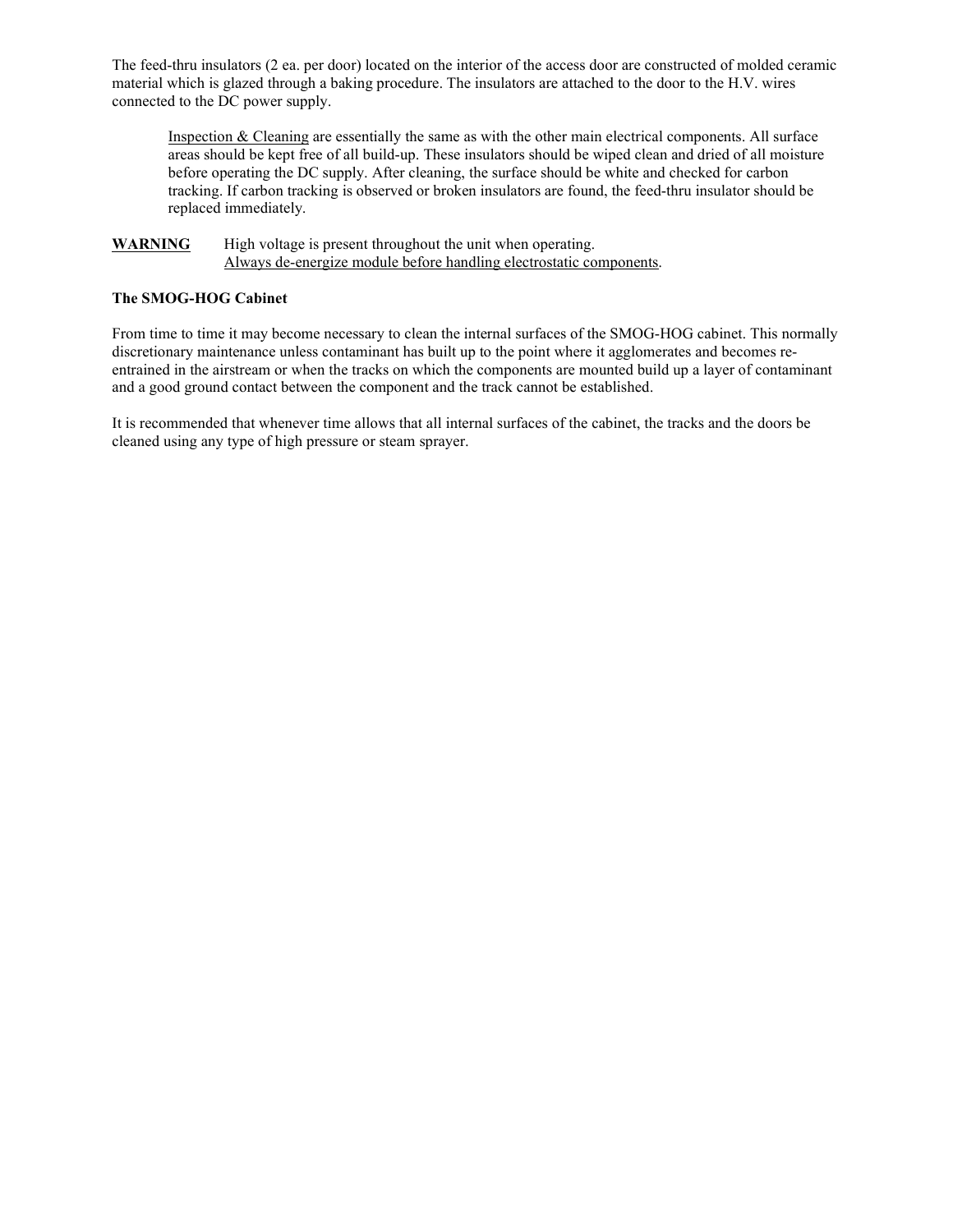The feed-thru insulators (2 ea. per door) located on the interior of the access door are constructed of molded ceramic material which is glazed through a baking procedure. The insulators are attached to the door to the H.V. wires connected to the DC power supply.

> <u>Inspection & Cleaning</u> are essentially the same as with the other main electrical components. All surface areas should be kept free of all build-up. These insulators should be wiped clean and dried of all moisture before operating the DC supply. After cleaning, the surface should be white and checked for carbon tracking. If carbon tracking is observed or broken insulators are found, the feed-thru insulator should be replaced immediately.

**<u>WARNING</u>** High voltage is present throughout the unit when operating.
<u>Always de-energize module before handling electrostatic components</u>.

**The SMOG-HOG Cabinet**

From time to time it may become necessary to clean the internal surfaces of the SMOG-HOG cabinet. This normally discretionary maintenance unless contaminant has built up to the point where it agglomerates and becomes re-entrained in the airstream or when the tracks on which the components are mounted build up a layer of contaminant and a good ground contact between the component and the track cannot be established.

It is recommended that whenever time allows that all internal surfaces of the cabinet, the tracks and the doors be cleaned using any type of high pressure or steam sprayer.